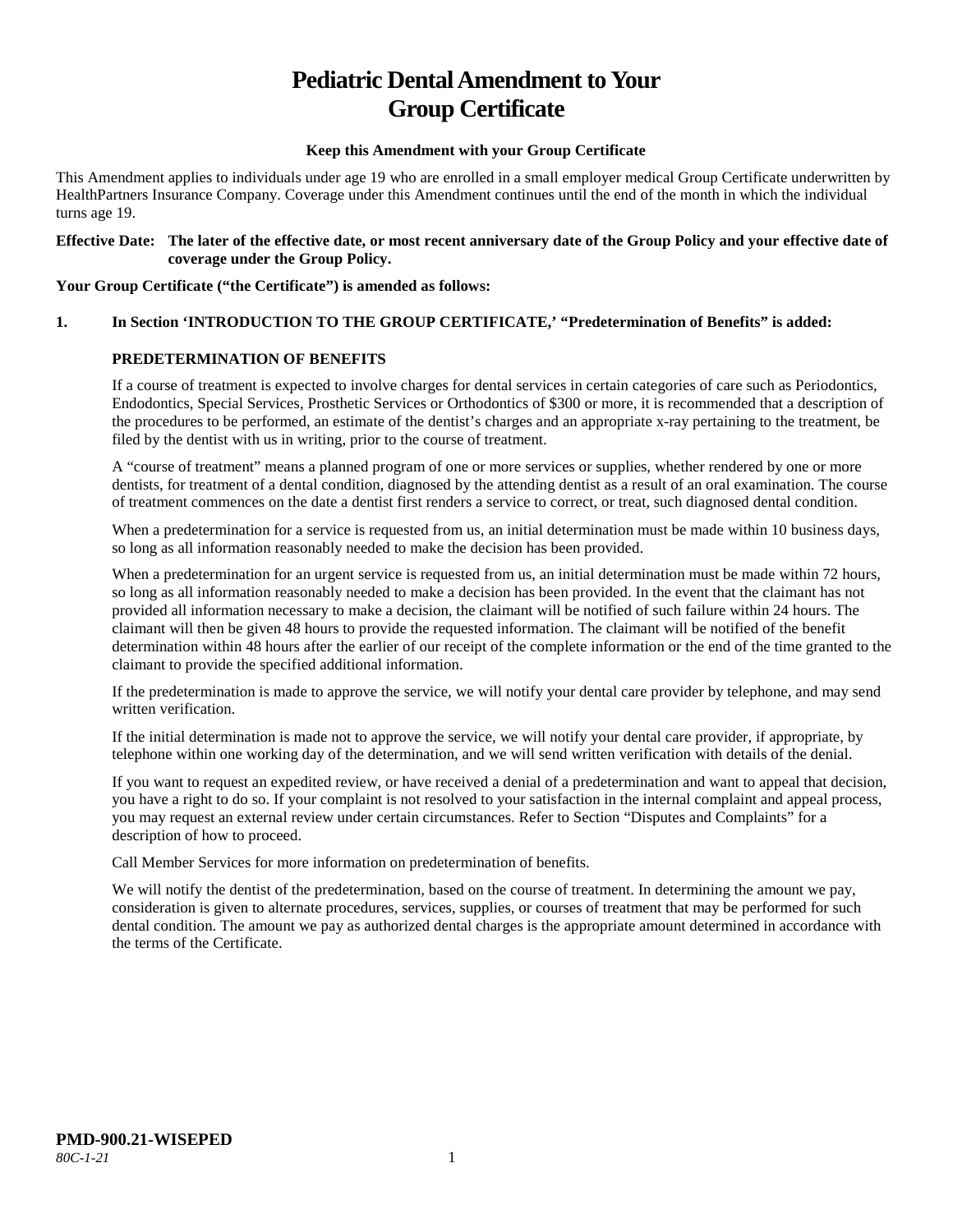# Pediatric Dental Amendment to Your Group Certificate

**Keep this Amendment with your Group Certificate**

This Amendment applies to individuals under age 19 who are enrolled in a small employer medical Group Certificate underwritten by HealthPartners Insurance Company. Coverage under this Amendment continues until the end of the month in which the individual turns age 19.

**Effective Date: The later of the effective date, or most recent anniversary date of the Group Policy and your effective date of coverage under the Group Policy.**

**Your Group Certificate ("the Certificate") is amended as follows:**

**1. In Section 'INTRODUCTION TO THE GROUP CERTIFICATE,' "Predetermination of Benefits" is added:**

**PREDETERMINATION OF BENEFITS**

If a course of treatment is expected to involve charges for dental services in certain categories of care such as Periodontics, Endodontics, Special Services, Prosthetic Services or Orthodontics of $300 or more, it is recommended that a description of the procedures to be performed, an estimate of the dentist's charges and an appropriate x-ray pertaining to the treatment, be filed by the dentist with us in writing, prior to the course of treatment.

A "course of treatment" means a planned program of one or more services or supplies, whether rendered by one or more dentists, for treatment of a dental condition, diagnosed by the attending dentist as a result of an oral examination. The course of treatment commences on the date a dentist first renders a service to correct, or treat, such diagnosed dental condition.

When a predetermination for a service is requested from us, an initial determination must be made within 10 business days, so long as all information reasonably needed to make the decision has been provided.

When a predetermination for an urgent service is requested from us, an initial determination must be made within 72 hours, so long as all information reasonably needed to make a decision has been provided. In the event that the claimant has not provided all information necessary to make a decision, the claimant will be notified of such failure within 24 hours. The claimant will then be given 48 hours to provide the requested information. The claimant will be notified of the benefit determination within 48 hours after the earlier of our receipt of the complete information or the end of the time granted to the claimant to provide the specified additional information.

If the predetermination is made to approve the service, we will notify your dental care provider by telephone, and may send written verification.

If the initial determination is made not to approve the service, we will notify your dental care provider, if appropriate, by telephone within one working day of the determination, and we will send written verification with details of the denial.

If you want to request an expedited review, or have received a denial of a predetermination and want to appeal that decision, you have a right to do so. If your complaint is not resolved to your satisfaction in the internal complaint and appeal process, you may request an external review under certain circumstances. Refer to Section "Disputes and Complaints" for a description of how to proceed.

Call Member Services for more information on predetermination of benefits.

We will notify the dentist of the predetermination, based on the course of treatment. In determining the amount we pay, consideration is given to alternate procedures, services, supplies, or courses of treatment that may be performed for such dental condition. The amount we pay as authorized dental charges is the appropriate amount determined in accordance with the terms of the Certificate.

**PMD-900.21-WISEPED**

*80C-1-21*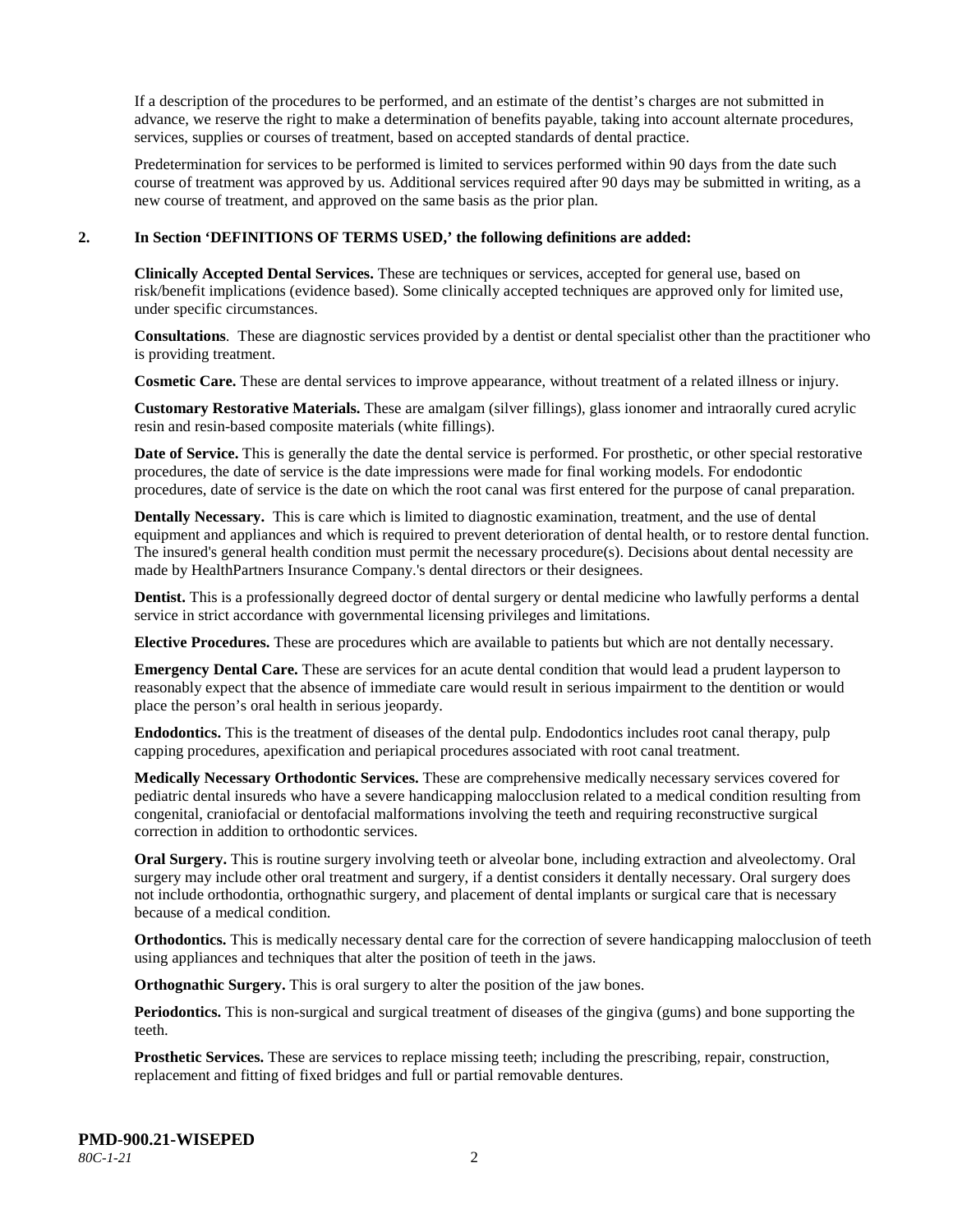If a description of the procedures to be performed, and an estimate of the dentist's charges are not submitted in advance, we reserve the right to make a determination of benefits payable, taking into account alternate procedures, services, supplies or courses of treatment, based on accepted standards of dental practice.

Predetermination for services to be performed is limited to services performed within 90 days from the date such course of treatment was approved by us. Additional services required after 90 days may be submitted in writing, as a new course of treatment, and approved on the same basis as the prior plan.

**2. In Section 'DEFINITIONS OF TERMS USED,' the following definitions are added:**

**Clinically Accepted Dental Services.** These are techniques or services, accepted for general use, based on risk/benefit implications (evidence based). Some clinically accepted techniques are approved only for limited use, under specific circumstances.

**Consultations**. These are diagnostic services provided by a dentist or dental specialist other than the practitioner who is providing treatment.

**Cosmetic Care.** These are dental services to improve appearance, without treatment of a related illness or injury.

**Customary Restorative Materials.** These are amalgam (silver fillings), glass ionomer and intraorally cured acrylic resin and resin-based composite materials (white fillings).

**Date of Service.** This is generally the date the dental service is performed. For prosthetic, or other special restorative procedures, the date of service is the date impressions were made for final working models. For endodontic procedures, date of service is the date on which the root canal was first entered for the purpose of canal preparation.

**Dentally Necessary.** This is care which is limited to diagnostic examination, treatment, and the use of dental equipment and appliances and which is required to prevent deterioration of dental health, or to restore dental function. The insured's general health condition must permit the necessary procedure(s). Decisions about dental necessity are made by HealthPartners Insurance Company.'s dental directors or their designees.

**Dentist.** This is a professionally degreed doctor of dental surgery or dental medicine who lawfully performs a dental service in strict accordance with governmental licensing privileges and limitations.

**Elective Procedures.** These are procedures which are available to patients but which are not dentally necessary.

**Emergency Dental Care.** These are services for an acute dental condition that would lead a prudent layperson to reasonably expect that the absence of immediate care would result in serious impairment to the dentition or would place the person's oral health in serious jeopardy.

**Endodontics.** This is the treatment of diseases of the dental pulp. Endodontics includes root canal therapy, pulp capping procedures, apexification and periapical procedures associated with root canal treatment.

**Medically Necessary Orthodontic Services.** These are comprehensive medically necessary services covered for pediatric dental insureds who have a severe handicapping malocclusion related to a medical condition resulting from congenital, craniofacial or dentofacial malformations involving the teeth and requiring reconstructive surgical correction in addition to orthodontic services.

**Oral Surgery.** This is routine surgery involving teeth or alveolar bone, including extraction and alveolectomy. Oral surgery may include other oral treatment and surgery, if a dentist considers it dentally necessary. Oral surgery does not include orthodontia, orthognathic surgery, and placement of dental implants or surgical care that is necessary because of a medical condition.

**Orthodontics.** This is medically necessary dental care for the correction of severe handicapping malocclusion of teeth using appliances and techniques that alter the position of teeth in the jaws.

**Orthognathic Surgery.** This is oral surgery to alter the position of the jaw bones.

**Periodontics.** This is non-surgical and surgical treatment of diseases of the gingiva (gums) and bone supporting the teeth.

**Prosthetic Services.** These are services to replace missing teeth; including the prescribing, repair, construction, replacement and fitting of fixed bridges and full or partial removable dentures.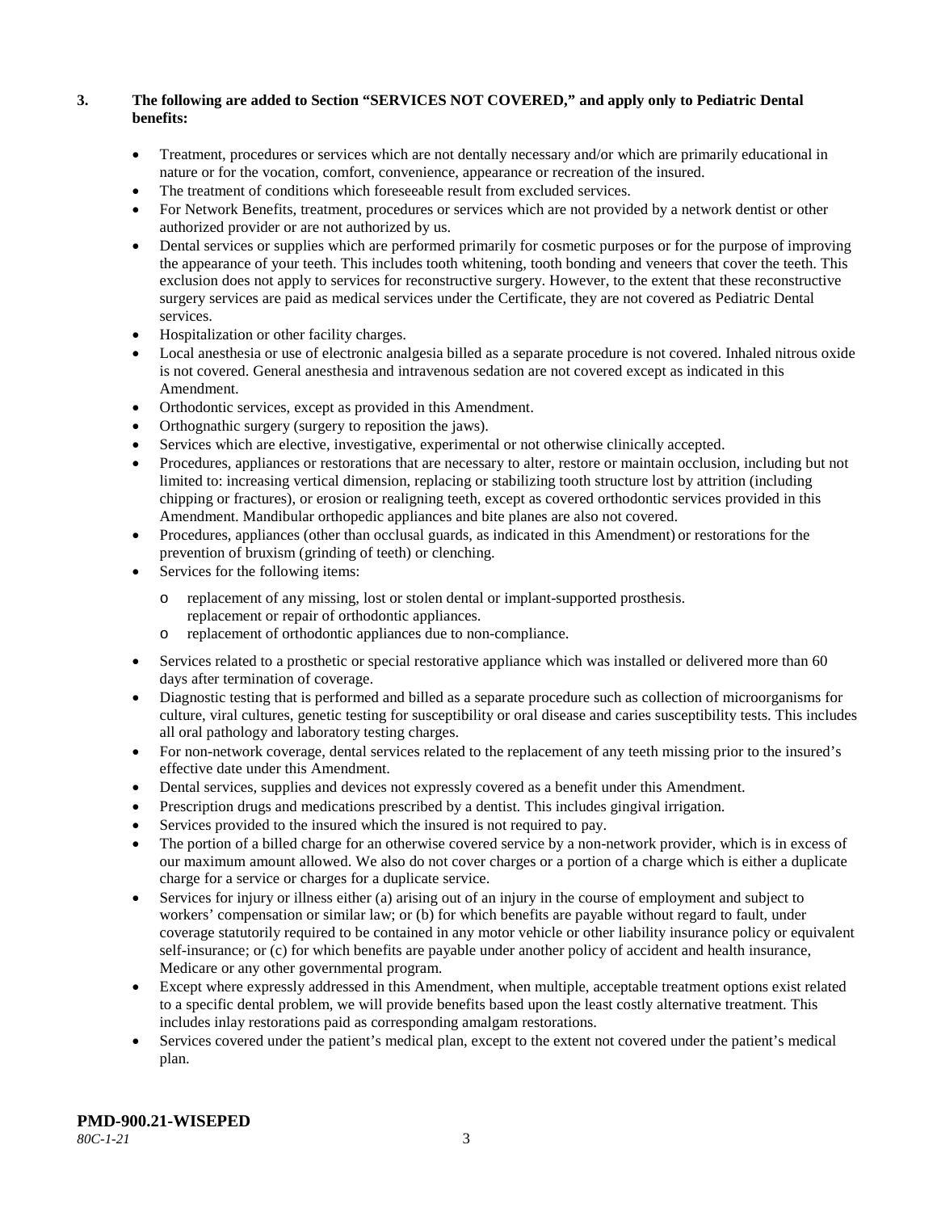**3. The following are added to Section "SERVICES NOT COVERED," and apply only to Pediatric Dental benefits:**

- Treatment, procedures or services which are not dentally necessary and/or which are primarily educational in nature or for the vocation, comfort, convenience, appearance or recreation of the insured.
- The treatment of conditions which foreseeable result from excluded services.
- For Network Benefits, treatment, procedures or services which are not provided by a network dentist or other authorized provider or are not authorized by us.
- Dental services or supplies which are performed primarily for cosmetic purposes or for the purpose of improving the appearance of your teeth. This includes tooth whitening, tooth bonding and veneers that cover the teeth. This exclusion does not apply to services for reconstructive surgery. However, to the extent that these reconstructive surgery services are paid as medical services under the Certificate, they are not covered as Pediatric Dental services.
- Hospitalization or other facility charges.
- Local anesthesia or use of electronic analgesia billed as a separate procedure is not covered. Inhaled nitrous oxide is not covered. General anesthesia and intravenous sedation are not covered except as indicated in this Amendment.
- Orthodontic services, except as provided in this Amendment.
- Orthognathic surgery (surgery to reposition the jaws).
- Services which are elective, investigative, experimental or not otherwise clinically accepted.
- Procedures, appliances or restorations that are necessary to alter, restore or maintain occlusion, including but not limited to: increasing vertical dimension, replacing or stabilizing tooth structure lost by attrition (including chipping or fractures), or erosion or realigning teeth, except as covered orthodontic services provided in this Amendment. Mandibular orthopedic appliances and bite planes are also not covered.
- Procedures, appliances (other than occlusal guards, as indicated in this Amendment) or restorations for the prevention of bruxism (grinding of teeth) or clenching.
- Services for the following items:
  - replacement of any missing, lost or stolen dental or implant-supported prosthesis. replacement or repair of orthodontic appliances.
  - replacement of orthodontic appliances due to non-compliance.
- Services related to a prosthetic or special restorative appliance which was installed or delivered more than 60 days after termination of coverage.
- Diagnostic testing that is performed and billed as a separate procedure such as collection of microorganisms for culture, viral cultures, genetic testing for susceptibility or oral disease and caries susceptibility tests. This includes all oral pathology and laboratory testing charges.
- For non-network coverage, dental services related to the replacement of any teeth missing prior to the insured's effective date under this Amendment.
- Dental services, supplies and devices not expressly covered as a benefit under this Amendment.
- Prescription drugs and medications prescribed by a dentist. This includes gingival irrigation.
- Services provided to the insured which the insured is not required to pay.
- The portion of a billed charge for an otherwise covered service by a non-network provider, which is in excess of our maximum amount allowed. We also do not cover charges or a portion of a charge which is either a duplicate charge for a service or charges for a duplicate service.
- Services for injury or illness either (a) arising out of an injury in the course of employment and subject to workers' compensation or similar law; or (b) for which benefits are payable without regard to fault, under coverage statutorily required to be contained in any motor vehicle or other liability insurance policy or equivalent self-insurance; or (c) for which benefits are payable under another policy of accident and health insurance, Medicare or any other governmental program.
- Except where expressly addressed in this Amendment, when multiple, acceptable treatment options exist related to a specific dental problem, we will provide benefits based upon the least costly alternative treatment. This includes inlay restorations paid as corresponding amalgam restorations.
- Services covered under the patient's medical plan, except to the extent not covered under the patient's medical plan.

**PMD-900.21-WISEPED**
*80C-1-21*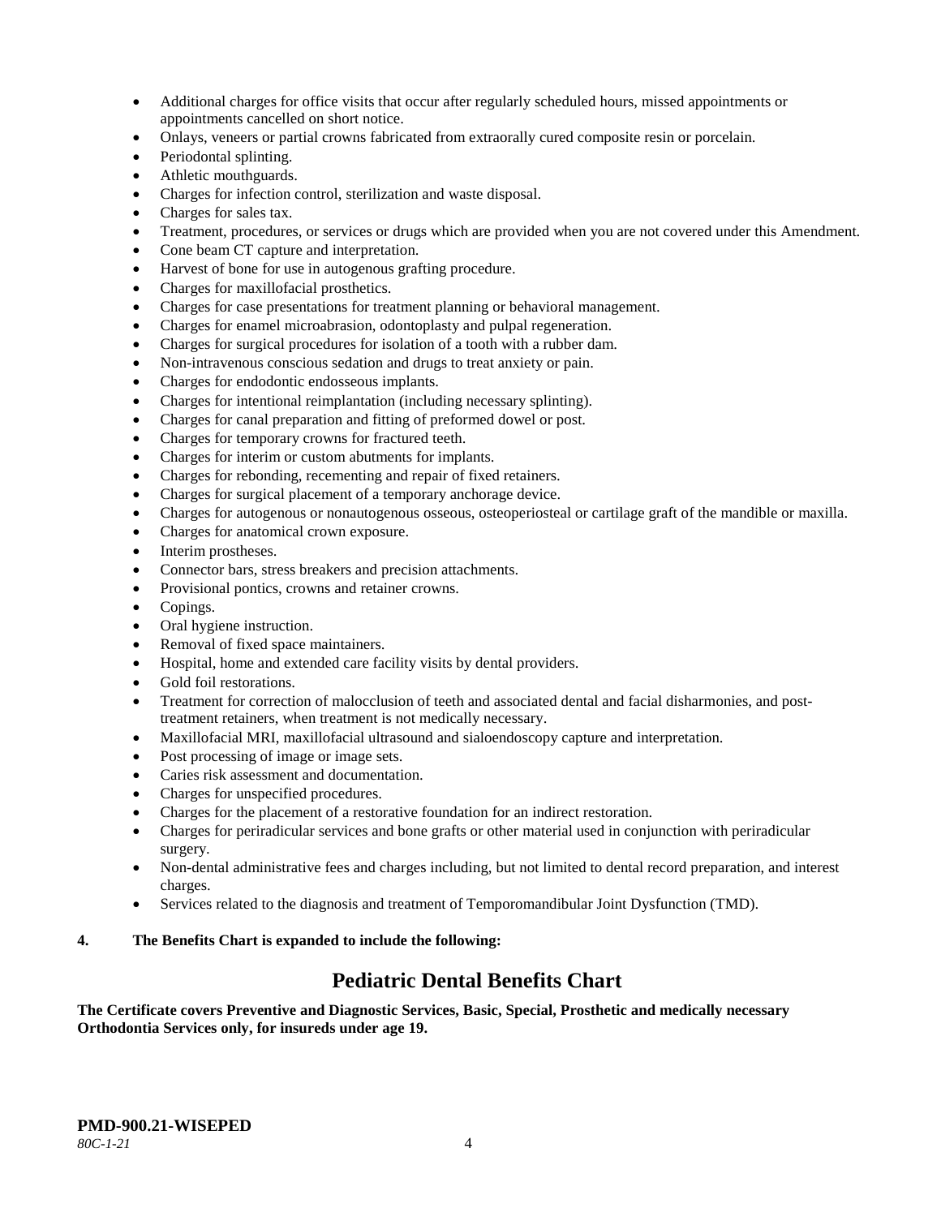- Additional charges for office visits that occur after regularly scheduled hours, missed appointments or appointments cancelled on short notice.
- Onlays, veneers or partial crowns fabricated from extraorally cured composite resin or porcelain.
- Periodontal splinting.
- Athletic mouthguards.
- Charges for infection control, sterilization and waste disposal.
- Charges for sales tax.
- Treatment, procedures, or services or drugs which are provided when you are not covered under this Amendment.
- Cone beam CT capture and interpretation.
- Harvest of bone for use in autogenous grafting procedure.
- Charges for maxillofacial prosthetics.
- Charges for case presentations for treatment planning or behavioral management.
- Charges for enamel microabrasion, odontoplasty and pulpal regeneration.
- Charges for surgical procedures for isolation of a tooth with a rubber dam.
- Non-intravenous conscious sedation and drugs to treat anxiety or pain.
- Charges for endodontic endosseous implants.
- Charges for intentional reimplantation (including necessary splinting).
- Charges for canal preparation and fitting of preformed dowel or post.
- Charges for temporary crowns for fractured teeth.
- Charges for interim or custom abutments for implants.
- Charges for rebonding, recementing and repair of fixed retainers.
- Charges for surgical placement of a temporary anchorage device.
- Charges for autogenous or nonautogenous osseous, osteoperiosteal or cartilage graft of the mandible or maxilla.
- Charges for anatomical crown exposure.
- Interim prostheses.
- Connector bars, stress breakers and precision attachments.
- Provisional pontics, crowns and retainer crowns.
- Copings.
- Oral hygiene instruction.
- Removal of fixed space maintainers.
- Hospital, home and extended care facility visits by dental providers.
- Gold foil restorations.
- Treatment for correction of malocclusion of teeth and associated dental and facial disharmonies, and post-treatment retainers, when treatment is not medically necessary.
- Maxillofacial MRI, maxillofacial ultrasound and sialoendoscopy capture and interpretation.
- Post processing of image or image sets.
- Caries risk assessment and documentation.
- Charges for unspecified procedures.
- Charges for the placement of a restorative foundation for an indirect restoration.
- Charges for periradicular services and bone grafts or other material used in conjunction with periradicular surgery.
- Non-dental administrative fees and charges including, but not limited to dental record preparation, and interest charges.
- Services related to the diagnosis and treatment of Temporomandibular Joint Dysfunction (TMD).

**4. The Benefits Chart is expanded to include the following:**

## Pediatric Dental Benefits Chart

**The Certificate covers Preventive and Diagnostic Services, Basic, Special, Prosthetic and medically necessary Orthodontia Services only, for insureds under age 19.**

**PMD-900.21-WISEPED**

*80C-1-21*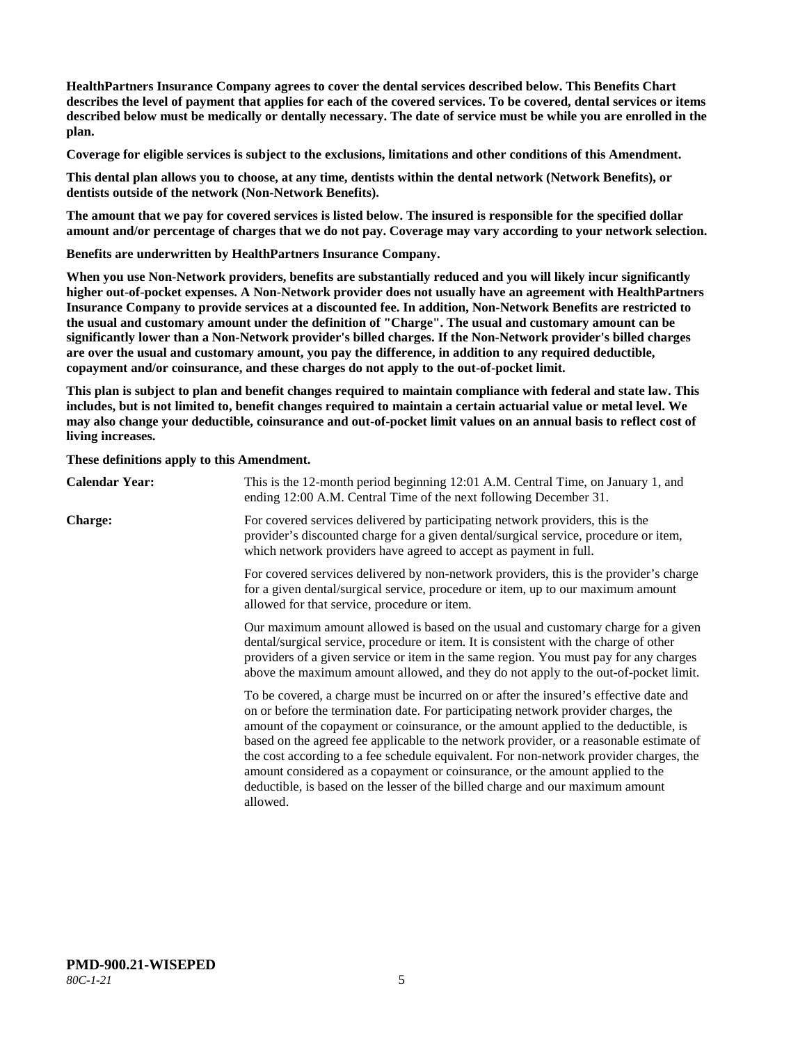**HealthPartners Insurance Company agrees to cover the dental services described below. This Benefits Chart describes the level of payment that applies for each of the covered services. To be covered, dental services or items described below must be medically or dentally necessary. The date of service must be while you are enrolled in the plan.**

**Coverage for eligible services is subject to the exclusions, limitations and other conditions of this Amendment.**

**This dental plan allows you to choose, at any time, dentists within the dental network (Network Benefits), or dentists outside of the network (Non-Network Benefits).**

**The amount that we pay for covered services is listed below. The insured is responsible for the specified dollar amount and/or percentage of charges that we do not pay. Coverage may vary according to your network selection.**

**Benefits are underwritten by HealthPartners Insurance Company.**

**When you use Non-Network providers, benefits are substantially reduced and you will likely incur significantly higher out-of-pocket expenses. A Non-Network provider does not usually have an agreement with HealthPartners Insurance Company to provide services at a discounted fee. In addition, Non-Network Benefits are restricted to the usual and customary amount under the definition of "Charge". The usual and customary amount can be significantly lower than a Non-Network provider's billed charges. If the Non-Network provider's billed charges are over the usual and customary amount, you pay the difference, in addition to any required deductible, copayment and/or coinsurance, and these charges do not apply to the out-of-pocket limit.**

**This plan is subject to plan and benefit changes required to maintain compliance with federal and state law. This includes, but is not limited to, benefit changes required to maintain a certain actuarial value or metal level. We may also change your deductible, coinsurance and out-of-pocket limit values on an annual basis to reflect cost of living increases.**

**These definitions apply to this Amendment.**

**Calendar Year:** This is the 12-month period beginning 12:01 A.M. Central Time, on January 1, and ending 12:00 A.M. Central Time of the next following December 31.

**Charge:** For covered services delivered by participating network providers, this is the provider's discounted charge for a given dental/surgical service, procedure or item, which network providers have agreed to accept as payment in full.

For covered services delivered by non-network providers, this is the provider's charge for a given dental/surgical service, procedure or item, up to our maximum amount allowed for that service, procedure or item.

Our maximum amount allowed is based on the usual and customary charge for a given dental/surgical service, procedure or item. It is consistent with the charge of other providers of a given service or item in the same region. You must pay for any charges above the maximum amount allowed, and they do not apply to the out-of-pocket limit.

To be covered, a charge must be incurred on or after the insured's effective date and on or before the termination date. For participating network provider charges, the amount of the copayment or coinsurance, or the amount applied to the deductible, is based on the agreed fee applicable to the network provider, or a reasonable estimate of the cost according to a fee schedule equivalent. For non-network provider charges, the amount considered as a copayment or coinsurance, or the amount applied to the deductible, is based on the lesser of the billed charge and our maximum amount allowed.

**PMD-900.21-WISEPED**
*80C-1-21*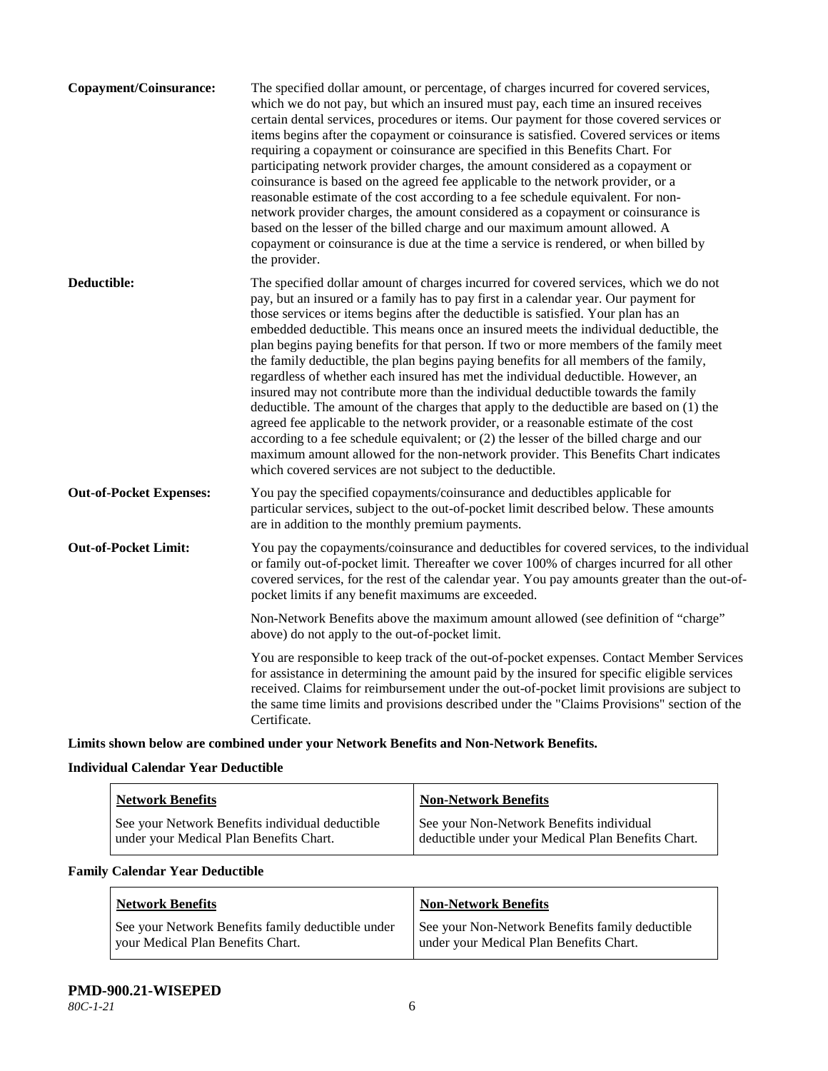**Copayment/Coinsurance:** The specified dollar amount, or percentage, of charges incurred for covered services, which we do not pay, but which an insured must pay, each time an insured receives certain dental services, procedures or items. Our payment for those covered services or items begins after the copayment or coinsurance is satisfied. Covered services or items requiring a copayment or coinsurance are specified in this Benefits Chart. For participating network provider charges, the amount considered as a copayment or coinsurance is based on the agreed fee applicable to the network provider, or a reasonable estimate of the cost according to a fee schedule equivalent. For non-network provider charges, the amount considered as a copayment or coinsurance is based on the lesser of the billed charge and our maximum amount allowed. A copayment or coinsurance is due at the time a service is rendered, or when billed by the provider.

**Deductible:** The specified dollar amount of charges incurred for covered services, which we do not pay, but an insured or a family has to pay first in a calendar year. Our payment for those services or items begins after the deductible is satisfied. Your plan has an embedded deductible. This means once an insured meets the individual deductible, the plan begins paying benefits for that person. If two or more members of the family meet the family deductible, the plan begins paying benefits for all members of the family, regardless of whether each insured has met the individual deductible. However, an insured may not contribute more than the individual deductible towards the family deductible. The amount of the charges that apply to the deductible are based on (1) the agreed fee applicable to the network provider, or a reasonable estimate of the cost according to a fee schedule equivalent; or (2) the lesser of the billed charge and our maximum amount allowed for the non-network provider. This Benefits Chart indicates which covered services are not subject to the deductible.

**Out-of-Pocket Expenses:** You pay the specified copayments/coinsurance and deductibles applicable for particular services, subject to the out-of-pocket limit described below. These amounts are in addition to the monthly premium payments.

**Out-of-Pocket Limit:** You pay the copayments/coinsurance and deductibles for covered services, to the individual or family out-of-pocket limit. Thereafter we cover 100% of charges incurred for all other covered services, for the rest of the calendar year. You pay amounts greater than the out-of-pocket limits if any benefit maximums are exceeded.

Non-Network Benefits above the maximum amount allowed (see definition of "charge" above) do not apply to the out-of-pocket limit.

You are responsible to keep track of the out-of-pocket expenses. Contact Member Services for assistance in determining the amount paid by the insured for specific eligible services received. Claims for reimbursement under the out-of-pocket limit provisions are subject to the same time limits and provisions described under the "Claims Provisions" section of the Certificate.

**Limits shown below are combined under your Network Benefits and Non-Network Benefits.**

**Individual Calendar Year Deductible**

| Network Benefits | Non-Network Benefits |
|---|---|
| See your Network Benefits individual deductible under your Medical Plan Benefits Chart. | See your Non-Network Benefits individual deductible under your Medical Plan Benefits Chart. |

**Family Calendar Year Deductible**

| Network Benefits | Non-Network Benefits |
|---|---|
| See your Network Benefits family deductible under your Medical Plan Benefits Chart. | See your Non-Network Benefits family deductible under your Medical Plan Benefits Chart. |

**PMD-900.21-WISEPED**
*80C-1-21*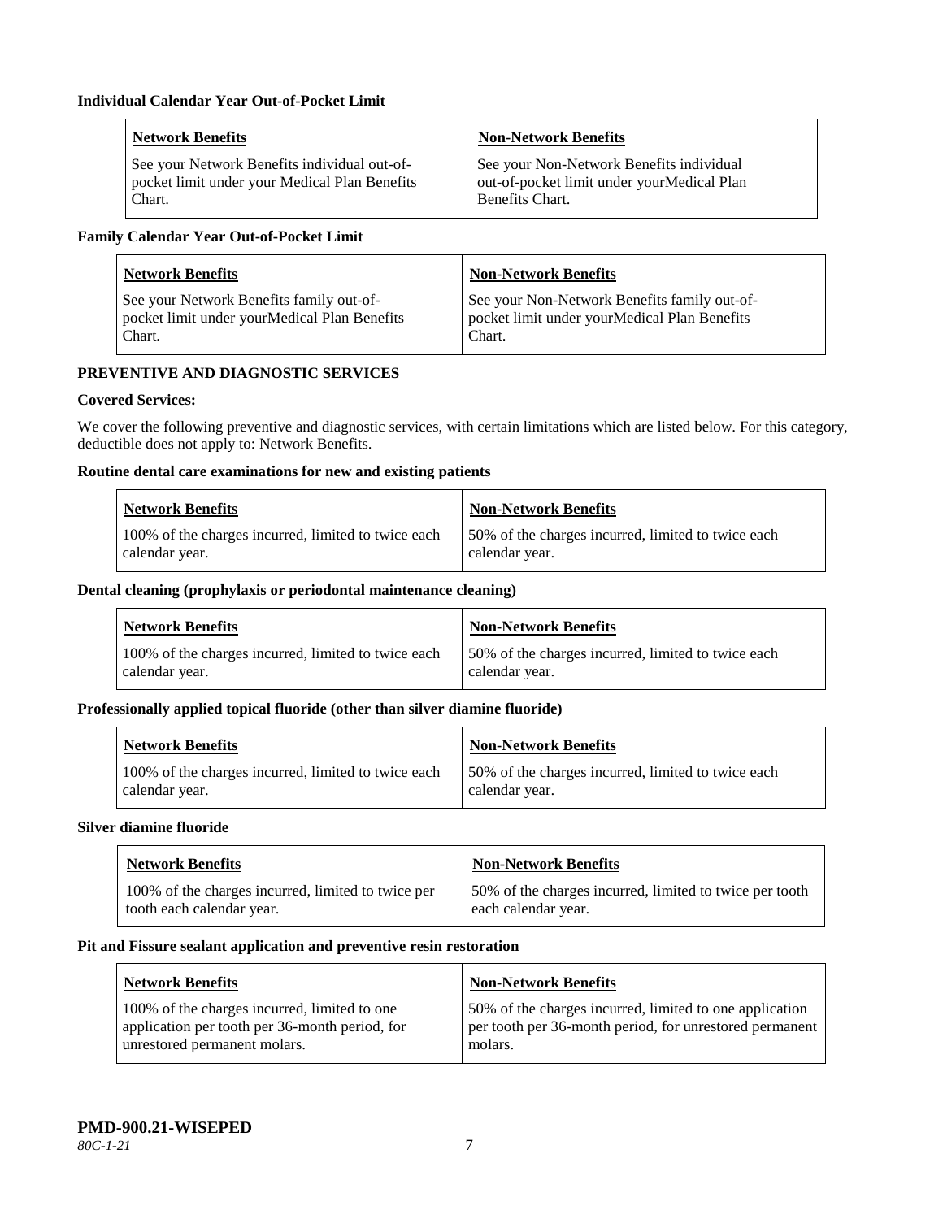**Individual Calendar Year Out-of-Pocket Limit**

| Network Benefits | Non-Network Benefits |
|---|---|
| See your Network Benefits individual out-of-pocket limit under your Medical Plan Benefits Chart. | See your Non-Network Benefits individual out-of-pocket limit under yourMedical Plan Benefits Chart. |

**Family Calendar Year Out-of-Pocket Limit**

| Network Benefits | Non-Network Benefits |
|---|---|
| See your Network Benefits family out-of-pocket limit under yourMedical Plan Benefits Chart. | See your Non-Network Benefits family out-of-pocket limit under yourMedical Plan Benefits Chart. |

## PREVENTIVE AND DIAGNOSTIC SERVICES

**Covered Services:**

We cover the following preventive and diagnostic services, with certain limitations which are listed below. For this category, deductible does not apply to: Network Benefits.

**Routine dental care examinations for new and existing patients**

| Network Benefits | Non-Network Benefits |
|---|---|
| 100% of the charges incurred, limited to twice each calendar year. | 50% of the charges incurred, limited to twice each calendar year. |

**Dental cleaning (prophylaxis or periodontal maintenance cleaning)**

| Network Benefits | Non-Network Benefits |
|---|---|
| 100% of the charges incurred, limited to twice each calendar year. | 50% of the charges incurred, limited to twice each calendar year. |

**Professionally applied topical fluoride (other than silver diamine fluoride)**

| Network Benefits | Non-Network Benefits |
|---|---|
| 100% of the charges incurred, limited to twice each calendar year. | 50% of the charges incurred, limited to twice each calendar year. |

**Silver diamine fluoride**

| Network Benefits | Non-Network Benefits |
|---|---|
| 100% of the charges incurred, limited to twice per tooth each calendar year. | 50% of the charges incurred, limited to twice per tooth each calendar year. |

**Pit and Fissure sealant application and preventive resin restoration**

| Network Benefits | Non-Network Benefits |
|---|---|
| 100% of the charges incurred, limited to one application per tooth per 36-month period, for unrestored permanent molars. | 50% of the charges incurred, limited to one application per tooth per 36-month period, for unrestored permanent molars. |

**PMD-900.21-WISEPED**
*80C-1-21*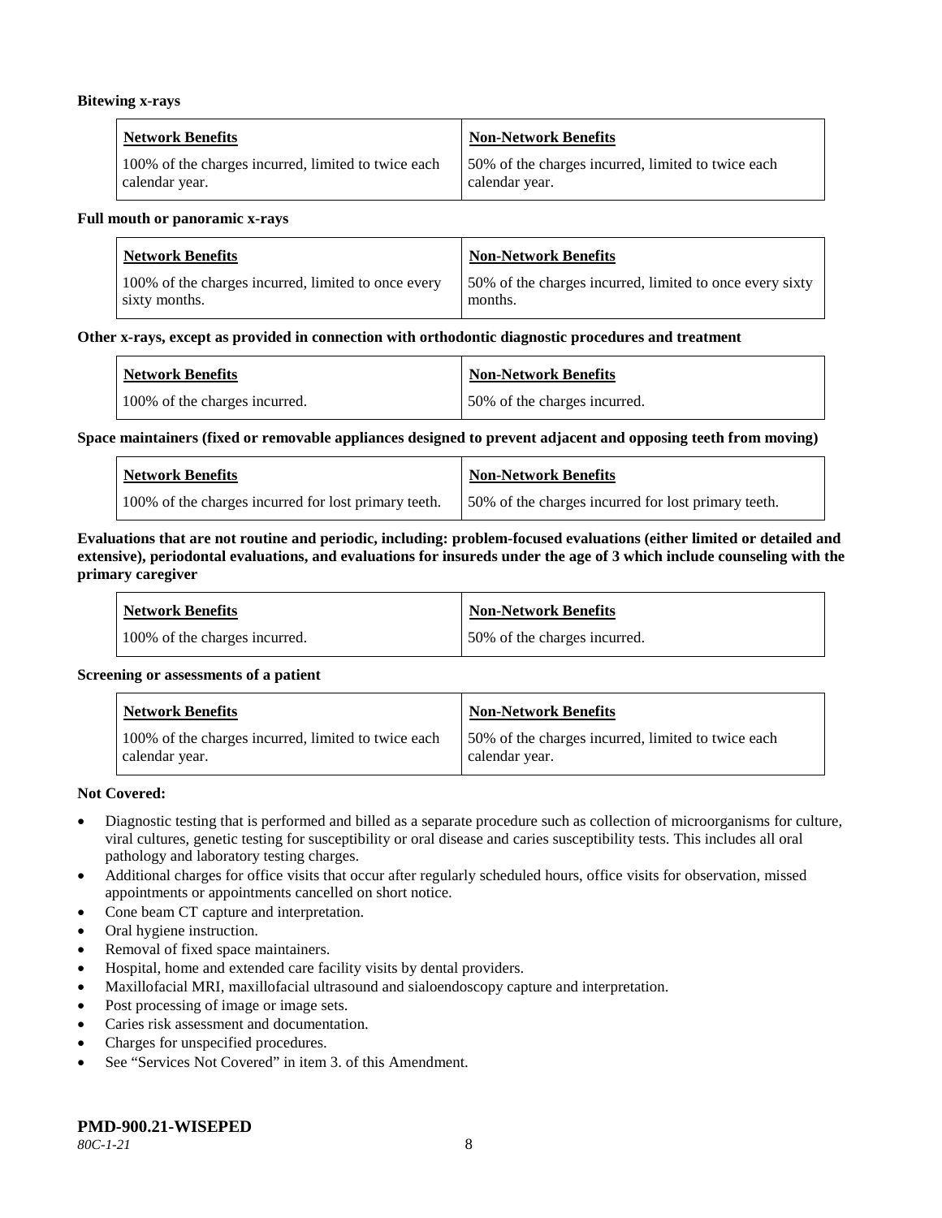**Bitewing x-rays**

| Network Benefits | Non-Network Benefits |
| --- | --- |
| 100% of the charges incurred, limited to twice each calendar year. | 50% of the charges incurred, limited to twice each calendar year. |

**Full mouth or panoramic x-rays**

| Network Benefits | Non-Network Benefits |
| --- | --- |
| 100% of the charges incurred, limited to once every sixty months. | 50% of the charges incurred, limited to once every sixty months. |

**Other x-rays, except as provided in connection with orthodontic diagnostic procedures and treatment**

| Network Benefits | Non-Network Benefits |
| --- | --- |
| 100% of the charges incurred. | 50% of the charges incurred. |

**Space maintainers (fixed or removable appliances designed to prevent adjacent and opposing teeth from moving)**

| Network Benefits | Non-Network Benefits |
| --- | --- |
| 100% of the charges incurred for lost primary teeth. | 50% of the charges incurred for lost primary teeth. |

**Evaluations that are not routine and periodic, including: problem-focused evaluations (either limited or detailed and extensive), periodontal evaluations, and evaluations for insureds under the age of 3 which include counseling with the primary caregiver**

| Network Benefits | Non-Network Benefits |
| --- | --- |
| 100% of the charges incurred. | 50% of the charges incurred. |

**Screening or assessments of a patient**

| Network Benefits | Non-Network Benefits |
| --- | --- |
| 100% of the charges incurred, limited to twice each calendar year. | 50% of the charges incurred, limited to twice each calendar year. |

**Not Covered:**

- Diagnostic testing that is performed and billed as a separate procedure such as collection of microorganisms for culture, viral cultures, genetic testing for susceptibility or oral disease and caries susceptibility tests. This includes all oral pathology and laboratory testing charges.
- Additional charges for office visits that occur after regularly scheduled hours, office visits for observation, missed appointments or appointments cancelled on short notice.
- Cone beam CT capture and interpretation.
- Oral hygiene instruction.
- Removal of fixed space maintainers.
- Hospital, home and extended care facility visits by dental providers.
- Maxillofacial MRI, maxillofacial ultrasound and sialoendoscopy capture and interpretation.
- Post processing of image or image sets.
- Caries risk assessment and documentation.
- Charges for unspecified procedures.
- See "Services Not Covered" in item 3. of this Amendment.

**PMD-900.21-WISEPED**
*80C-1-21*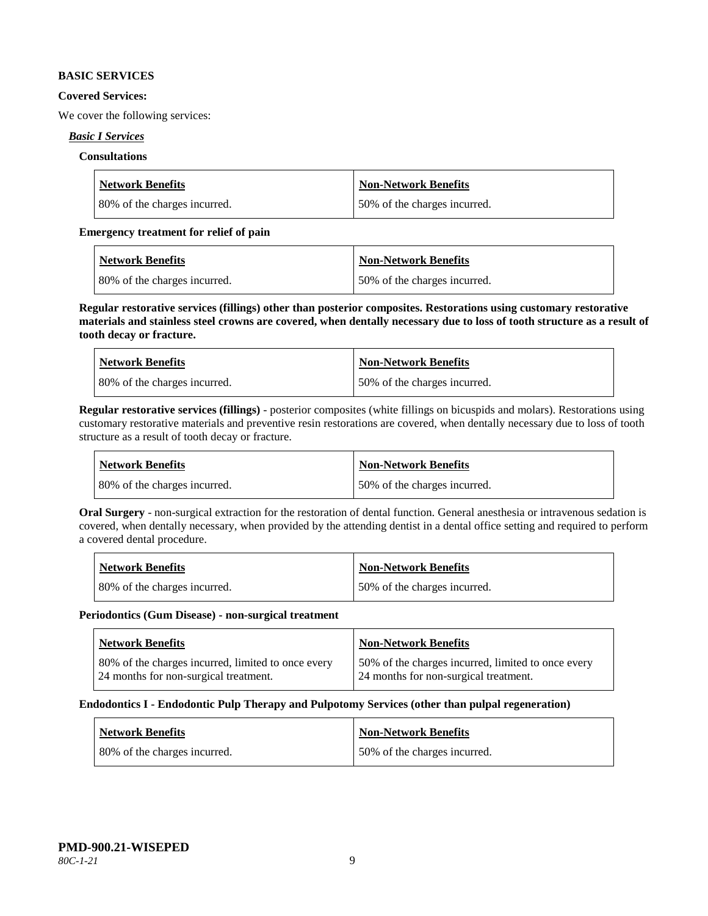**BASIC SERVICES**

**Covered Services:**

We cover the following services:

***Basic I Services***

**Consultations**

| Network Benefits | Non-Network Benefits |
|---|---|
| 80% of the charges incurred. | 50% of the charges incurred. |

**Emergency treatment for relief of pain**

| Network Benefits | Non-Network Benefits |
|---|---|
| 80% of the charges incurred. | 50% of the charges incurred. |

**Regular restorative services (fillings) other than posterior composites. Restorations using customary restorative materials and stainless steel crowns are covered, when dentally necessary due to loss of tooth structure as a result of tooth decay or fracture.**

| Network Benefits | Non-Network Benefits |
|---|---|
| 80% of the charges incurred. | 50% of the charges incurred. |

**Regular restorative services (fillings)** - posterior composites (white fillings on bicuspids and molars). Restorations using customary restorative materials and preventive resin restorations are covered, when dentally necessary due to loss of tooth structure as a result of tooth decay or fracture.

| Network Benefits | Non-Network Benefits |
|---|---|
| 80% of the charges incurred. | 50% of the charges incurred. |

**Oral Surgery** - non-surgical extraction for the restoration of dental function. General anesthesia or intravenous sedation is covered, when dentally necessary, when provided by the attending dentist in a dental office setting and required to perform a covered dental procedure.

| Network Benefits | Non-Network Benefits |
|---|---|
| 80% of the charges incurred. | 50% of the charges incurred. |

**Periodontics (Gum Disease) - non-surgical treatment**

| Network Benefits | Non-Network Benefits |
|---|---|
| 80% of the charges incurred, limited to once every 24 months for non-surgical treatment. | 50% of the charges incurred, limited to once every 24 months for non-surgical treatment. |

**Endodontics I - Endodontic Pulp Therapy and Pulpotomy Services (other than pulpal regeneration)**

| Network Benefits | Non-Network Benefits |
|---|---|
| 80% of the charges incurred. | 50% of the charges incurred. |

**PMD-900.21-WISEPED**
*80C-1-21*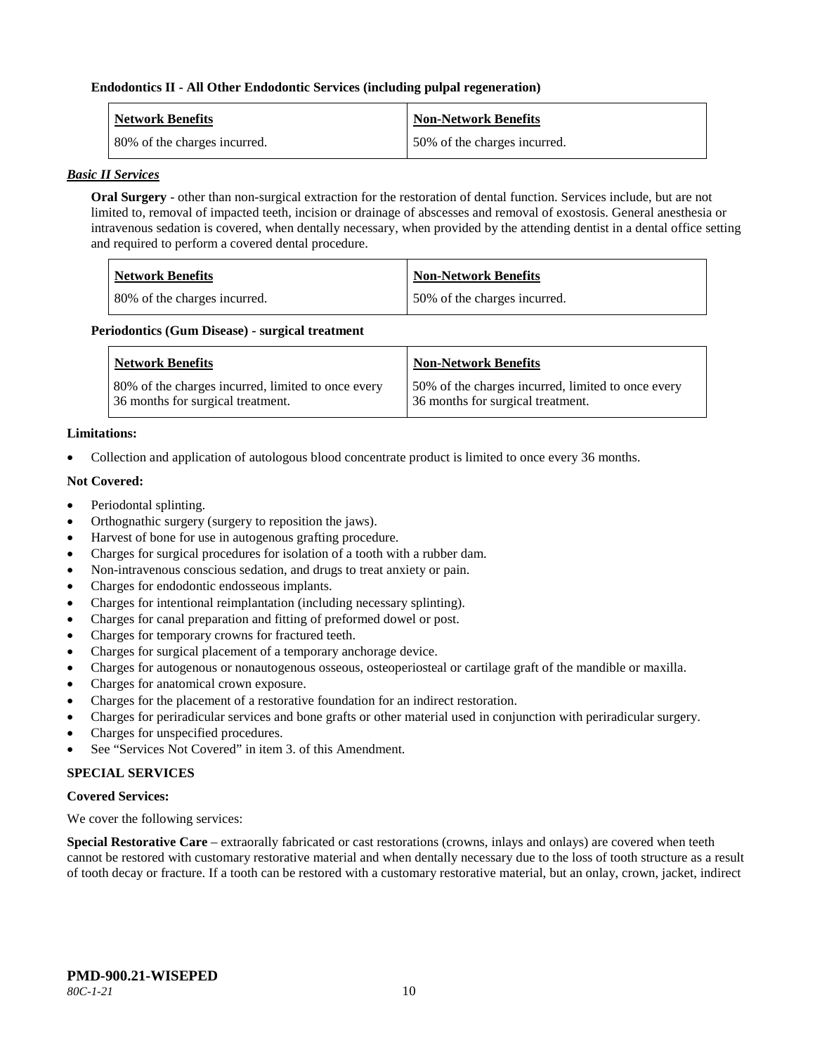**Endodontics II - All Other Endodontic Services (including pulpal regeneration)**

| Network Benefits | Non-Network Benefits |
|---|---|
| 80% of the charges incurred. | 50% of the charges incurred. |

***Basic II Services***

**Oral Surgery** - other than non-surgical extraction for the restoration of dental function. Services include, but are not limited to, removal of impacted teeth, incision or drainage of abscesses and removal of exostosis. General anesthesia or intravenous sedation is covered, when dentally necessary, when provided by the attending dentist in a dental office setting and required to perform a covered dental procedure.

| Network Benefits | Non-Network Benefits |
|---|---|
| 80% of the charges incurred. | 50% of the charges incurred. |

**Periodontics (Gum Disease) - surgical treatment**

| Network Benefits | Non-Network Benefits |
|---|---|
| 80% of the charges incurred, limited to once every 36 months for surgical treatment. | 50% of the charges incurred, limited to once every 36 months for surgical treatment. |

**Limitations:**

- Collection and application of autologous blood concentrate product is limited to once every 36 months.

**Not Covered:**

- Periodontal splinting.
- Orthognathic surgery (surgery to reposition the jaws).
- Harvest of bone for use in autogenous grafting procedure.
- Charges for surgical procedures for isolation of a tooth with a rubber dam.
- Non-intravenous conscious sedation, and drugs to treat anxiety or pain.
- Charges for endodontic endosseous implants.
- Charges for intentional reimplantation (including necessary splinting).
- Charges for canal preparation and fitting of preformed dowel or post.
- Charges for temporary crowns for fractured teeth.
- Charges for surgical placement of a temporary anchorage device.
- Charges for autogenous or nonautogenous osseous, osteoperiosteal or cartilage graft of the mandible or maxilla.
- Charges for anatomical crown exposure.
- Charges for the placement of a restorative foundation for an indirect restoration.
- Charges for periradicular services and bone grafts or other material used in conjunction with periradicular surgery.
- Charges for unspecified procedures.
- See "Services Not Covered" in item 3. of this Amendment.

**SPECIAL SERVICES**

**Covered Services:**

We cover the following services:

**Special Restorative Care** – extraorally fabricated or cast restorations (crowns, inlays and onlays) are covered when teeth cannot be restored with customary restorative material and when dentally necessary due to the loss of tooth structure as a result of tooth decay or fracture. If a tooth can be restored with a customary restorative material, but an onlay, crown, jacket, indirect

**PMD-900.21-WISEPED**
*80C-1-21*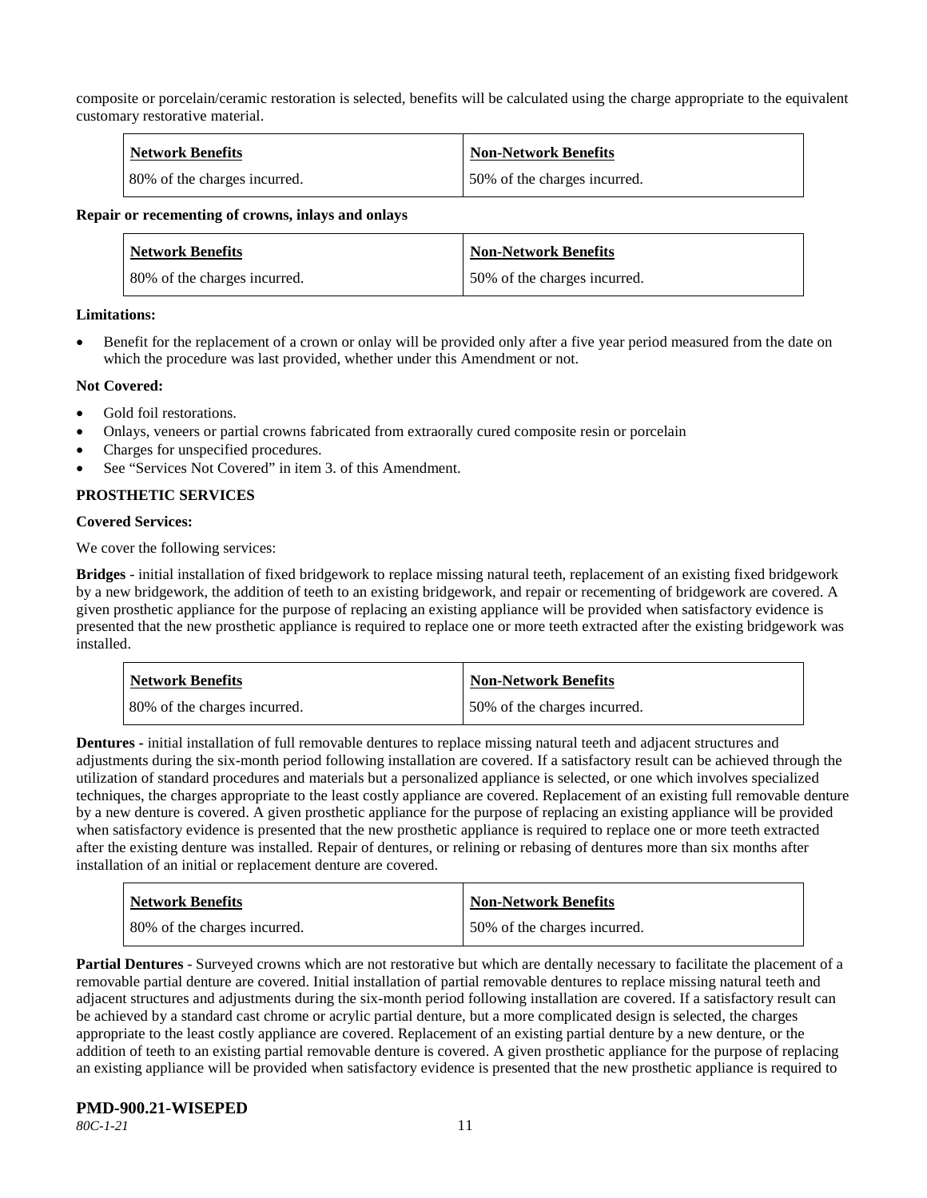composite or porcelain/ceramic restoration is selected, benefits will be calculated using the charge appropriate to the equivalent customary restorative material.

| Network Benefits | Non-Network Benefits |
| --- | --- |
| 80% of the charges incurred. | 50% of the charges incurred. |

**Repair or recementing of crowns, inlays and onlays**

| Network Benefits | Non-Network Benefits |
| --- | --- |
| 80% of the charges incurred. | 50% of the charges incurred. |

**Limitations:**

- Benefit for the replacement of a crown or onlay will be provided only after a five year period measured from the date on which the procedure was last provided, whether under this Amendment or not.

**Not Covered:**

- Gold foil restorations.
- Onlays, veneers or partial crowns fabricated from extraorally cured composite resin or porcelain
- Charges for unspecified procedures.
- See "Services Not Covered" in item 3. of this Amendment.

**PROSTHETIC SERVICES**

**Covered Services:**

We cover the following services:

**Bridges** - initial installation of fixed bridgework to replace missing natural teeth, replacement of an existing fixed bridgework by a new bridgework, the addition of teeth to an existing bridgework, and repair or recementing of bridgework are covered. A given prosthetic appliance for the purpose of replacing an existing appliance will be provided when satisfactory evidence is presented that the new prosthetic appliance is required to replace one or more teeth extracted after the existing bridgework was installed.

| Network Benefits | Non-Network Benefits |
| --- | --- |
| 80% of the charges incurred. | 50% of the charges incurred. |

**Dentures -** initial installation of full removable dentures to replace missing natural teeth and adjacent structures and adjustments during the six-month period following installation are covered. If a satisfactory result can be achieved through the utilization of standard procedures and materials but a personalized appliance is selected, or one which involves specialized techniques, the charges appropriate to the least costly appliance are covered. Replacement of an existing full removable denture by a new denture is covered. A given prosthetic appliance for the purpose of replacing an existing appliance will be provided when satisfactory evidence is presented that the new prosthetic appliance is required to replace one or more teeth extracted after the existing denture was installed. Repair of dentures, or relining or rebasing of dentures more than six months after installation of an initial or replacement denture are covered.

| Network Benefits | Non-Network Benefits |
| --- | --- |
| 80% of the charges incurred. | 50% of the charges incurred. |

**Partial Dentures** - Surveyed crowns which are not restorative but which are dentally necessary to facilitate the placement of a removable partial denture are covered. Initial installation of partial removable dentures to replace missing natural teeth and adjacent structures and adjustments during the six-month period following installation are covered. If a satisfactory result can be achieved by a standard cast chrome or acrylic partial denture, but a more complicated design is selected, the charges appropriate to the least costly appliance are covered. Replacement of an existing partial denture by a new denture, or the addition of teeth to an existing partial removable denture is covered. A given prosthetic appliance for the purpose of replacing an existing appliance will be provided when satisfactory evidence is presented that the new prosthetic appliance is required to

**PMD-900.21-WISEPED**
*80C-1-21*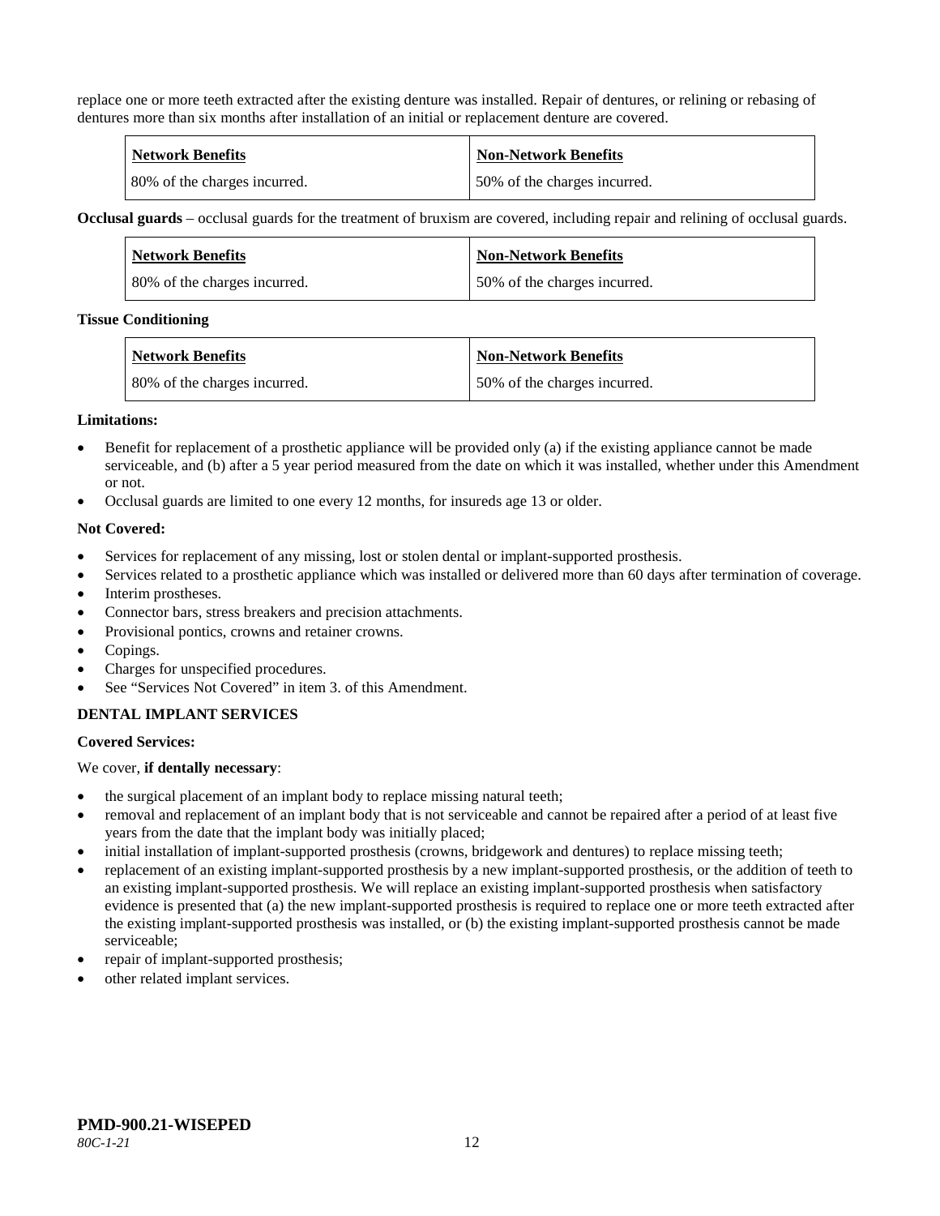replace one or more teeth extracted after the existing denture was installed. Repair of dentures, or relining or rebasing of dentures more than six months after installation of an initial or replacement denture are covered.

| Network Benefits | Non-Network Benefits |
|---|---|
| 80% of the charges incurred. | 50% of the charges incurred. |

**Occlusal guards** – occlusal guards for the treatment of bruxism are covered, including repair and relining of occlusal guards.

| Network Benefits | Non-Network Benefits |
|---|---|
| 80% of the charges incurred. | 50% of the charges incurred. |

**Tissue Conditioning**

| Network Benefits | Non-Network Benefits |
|---|---|
| 80% of the charges incurred. | 50% of the charges incurred. |

**Limitations:**

- Benefit for replacement of a prosthetic appliance will be provided only (a) if the existing appliance cannot be made serviceable, and (b) after a 5 year period measured from the date on which it was installed, whether under this Amendment or not.
- Occlusal guards are limited to one every 12 months, for insureds age 13 or older.

**Not Covered:**

- Services for replacement of any missing, lost or stolen dental or implant-supported prosthesis.
- Services related to a prosthetic appliance which was installed or delivered more than 60 days after termination of coverage.
- Interim prostheses.
- Connector bars, stress breakers and precision attachments.
- Provisional pontics, crowns and retainer crowns.
- Copings.
- Charges for unspecified procedures.
- See "Services Not Covered" in item 3. of this Amendment.

**DENTAL IMPLANT SERVICES**

**Covered Services:**

We cover, **if dentally necessary**:

- the surgical placement of an implant body to replace missing natural teeth;
- removal and replacement of an implant body that is not serviceable and cannot be repaired after a period of at least five years from the date that the implant body was initially placed;
- initial installation of implant-supported prosthesis (crowns, bridgework and dentures) to replace missing teeth;
- replacement of an existing implant-supported prosthesis by a new implant-supported prosthesis, or the addition of teeth to an existing implant-supported prosthesis. We will replace an existing implant-supported prosthesis when satisfactory evidence is presented that (a) the new implant-supported prosthesis is required to replace one or more teeth extracted after the existing implant-supported prosthesis was installed, or (b) the existing implant-supported prosthesis cannot be made serviceable;
- repair of implant-supported prosthesis;
- other related implant services.

**PMD-900.21-WISEPED**
*80C-1-21*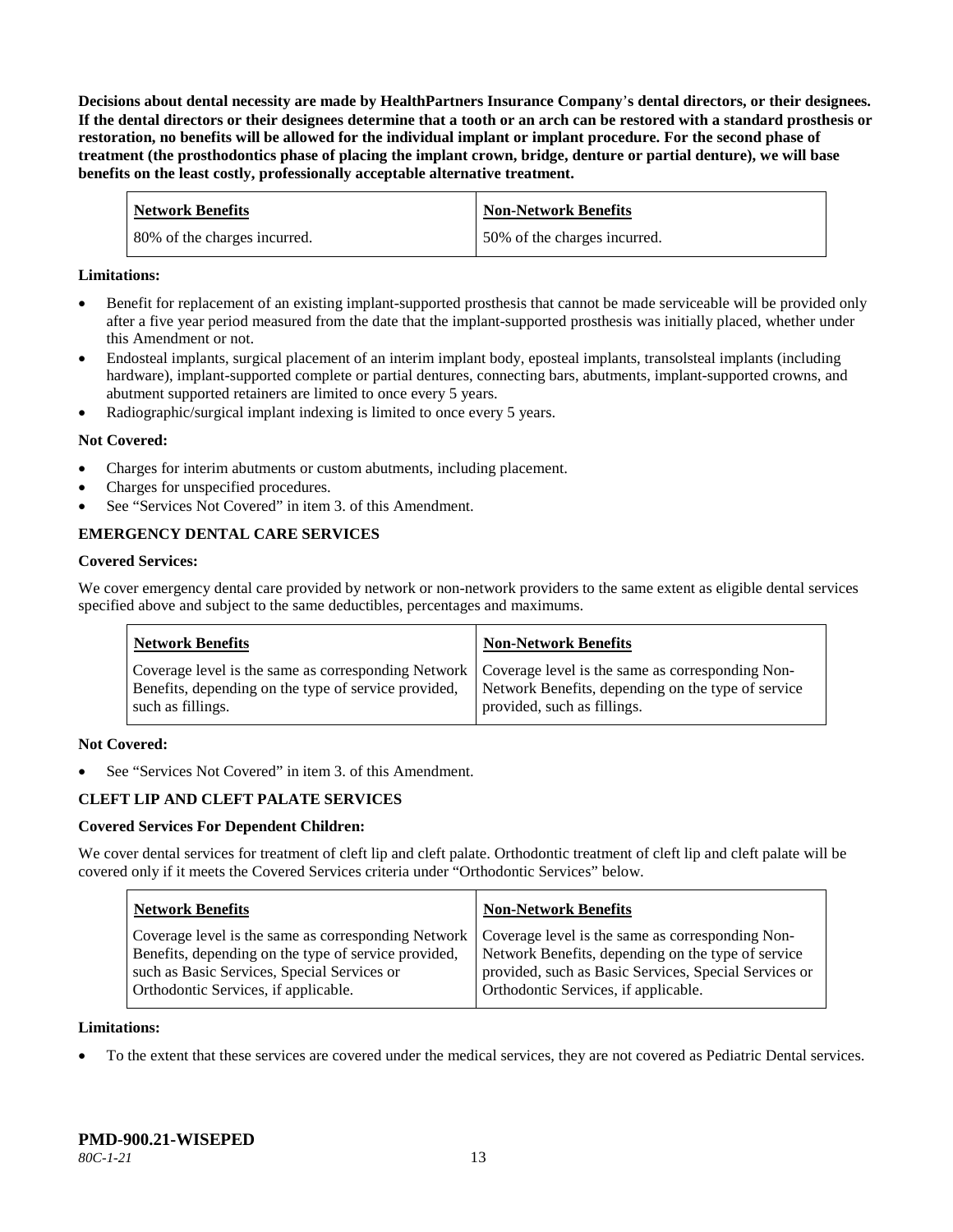**Decisions about dental necessity are made by HealthPartners Insurance Company's dental directors, or their designees. If the dental directors or their designees determine that a tooth or an arch can be restored with a standard prosthesis or restoration, no benefits will be allowed for the individual implant or implant procedure. For the second phase of treatment (the prosthodontics phase of placing the implant crown, bridge, denture or partial denture), we will base benefits on the least costly, professionally acceptable alternative treatment.**

| Network Benefits | Non-Network Benefits |
|---|---|
| 80% of the charges incurred. | 50% of the charges incurred. |

**Limitations:**

- Benefit for replacement of an existing implant-supported prosthesis that cannot be made serviceable will be provided only after a five year period measured from the date that the implant-supported prosthesis was initially placed, whether under this Amendment or not.
- Endosteal implants, surgical placement of an interim implant body, eposteal implants, transolsteal implants (including hardware), implant-supported complete or partial dentures, connecting bars, abutments, implant-supported crowns, and abutment supported retainers are limited to once every 5 years.
- Radiographic/surgical implant indexing is limited to once every 5 years.

**Not Covered:**

- Charges for interim abutments or custom abutments, including placement.
- Charges for unspecified procedures.
- See "Services Not Covered" in item 3. of this Amendment.

**EMERGENCY DENTAL CARE SERVICES**

**Covered Services:**

We cover emergency dental care provided by network or non-network providers to the same extent as eligible dental services specified above and subject to the same deductibles, percentages and maximums.

| Network Benefits | Non-Network Benefits |
|---|---|
| Coverage level is the same as corresponding Network Benefits, depending on the type of service provided, such as fillings. | Coverage level is the same as corresponding Non-Network Benefits, depending on the type of service provided, such as fillings. |

**Not Covered:**

- See "Services Not Covered" in item 3. of this Amendment.

**CLEFT LIP AND CLEFT PALATE SERVICES**

**Covered Services For Dependent Children:**

We cover dental services for treatment of cleft lip and cleft palate. Orthodontic treatment of cleft lip and cleft palate will be covered only if it meets the Covered Services criteria under "Orthodontic Services" below.

| Network Benefits | Non-Network Benefits |
|---|---|
| Coverage level is the same as corresponding Network Benefits, depending on the type of service provided, such as Basic Services, Special Services or Orthodontic Services, if applicable. | Coverage level is the same as corresponding Non-Network Benefits, depending on the type of service provided, such as Basic Services, Special Services or Orthodontic Services, if applicable. |

**Limitations:**

- To the extent that these services are covered under the medical services, they are not covered as Pediatric Dental services.

**PMD-900.21-WISEPED**
*80C-1-21*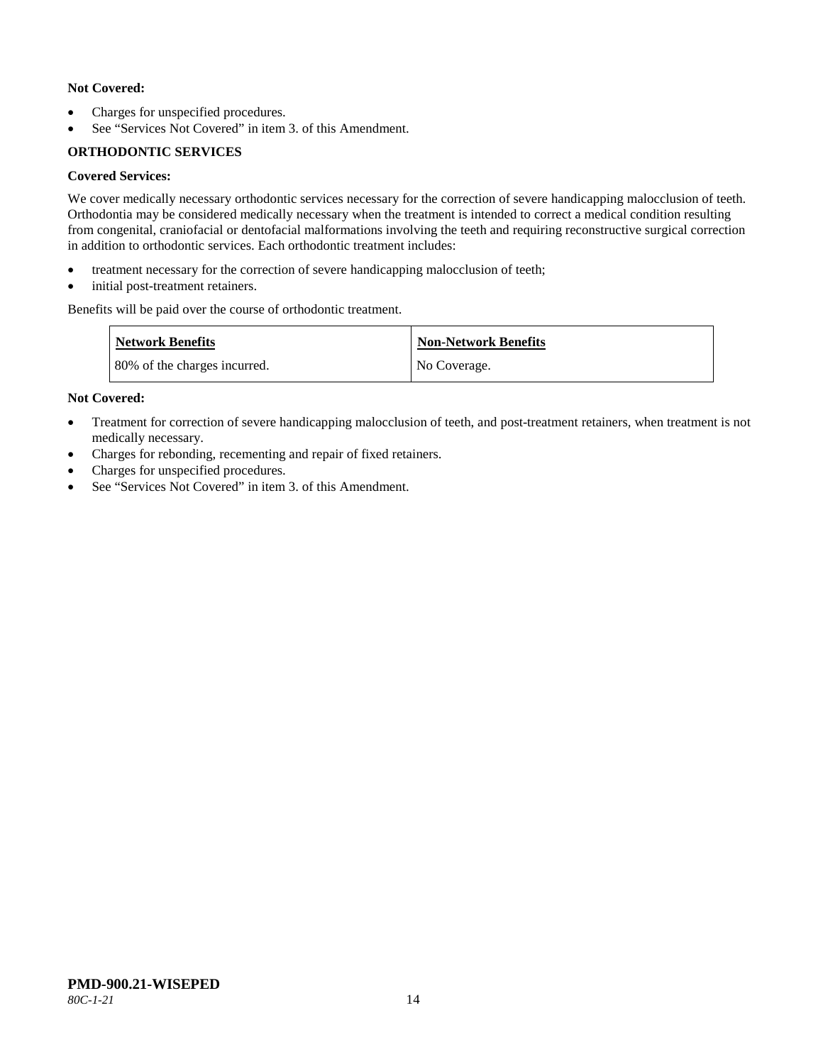**Not Covered:**

- Charges for unspecified procedures.
- See "Services Not Covered" in item 3. of this Amendment.

**ORTHODONTIC SERVICES**

**Covered Services:**

We cover medically necessary orthodontic services necessary for the correction of severe handicapping malocclusion of teeth. Orthodontia may be considered medically necessary when the treatment is intended to correct a medical condition resulting from congenital, craniofacial or dentofacial malformations involving the teeth and requiring reconstructive surgical correction in addition to orthodontic services. Each orthodontic treatment includes:

- treatment necessary for the correction of severe handicapping malocclusion of teeth;
- initial post-treatment retainers.

Benefits will be paid over the course of orthodontic treatment.

| Network Benefits | Non-Network Benefits |
|---|---|
| 80% of the charges incurred. | No Coverage. |

**Not Covered:**

- Treatment for correction of severe handicapping malocclusion of teeth, and post-treatment retainers, when treatment is not medically necessary.
- Charges for rebonding, recementing and repair of fixed retainers.
- Charges for unspecified procedures.
- See "Services Not Covered" in item 3. of this Amendment.

**PMD-900.21-WISEPED**
*80C-1-21*